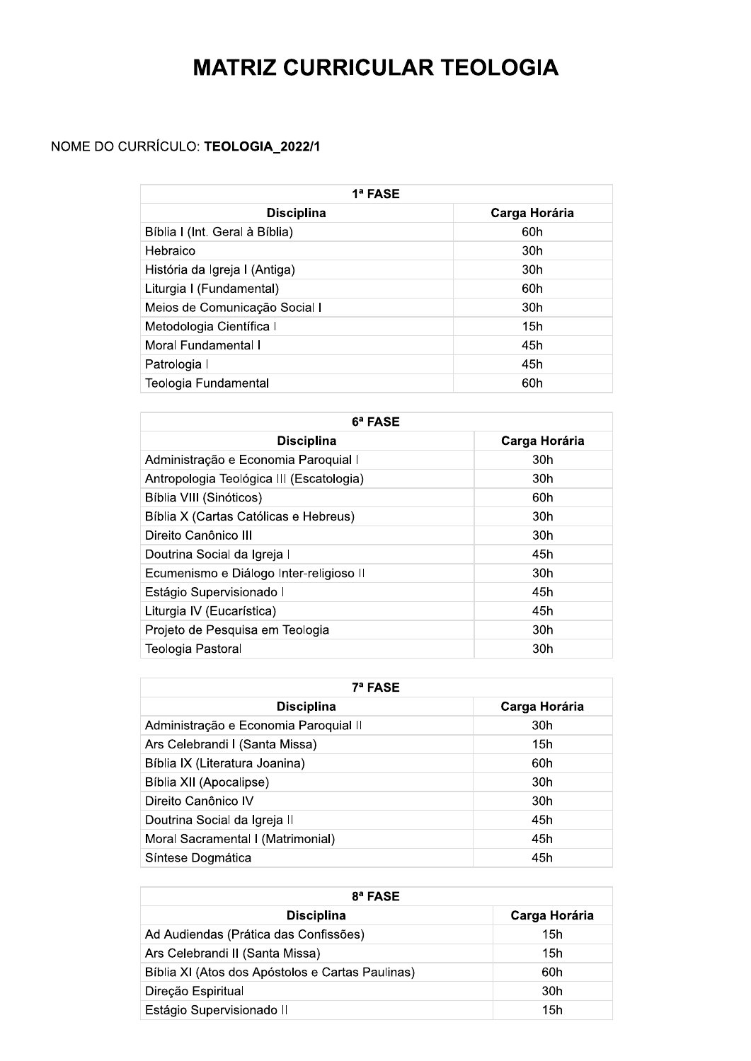# MATRIZ CURRICULAR TEOLOGIA

NOME DO CURRÍCULO: **TEOLOGIA_2022/1**

| 1ª FASE | |
|---|---|
| **Disciplina** | **Carga Horária** |
| Bíblia I (Int. Geral à Bíblia) | 60h |
| Hebraico | 30h |
| História da Igreja I (Antiga) | 30h |
| Liturgia I (Fundamental) | 60h |
| Meios de Comunicação Social I | 30h |
| Metodologia Científica I | 15h |
| Moral Fundamental I | 45h |
| Patrologia I | 45h |
| Teologia Fundamental | 60h |

| 6ª FASE | |
|---|---|
| **Disciplina** | **Carga Horária** |
| Administração e Economia Paroquial I | 30h |
| Antropologia Teológica III (Escatologia) | 30h |
| Bíblia VIII (Sinóticos) | 60h |
| Bíblia X (Cartas Católicas e Hebreus) | 30h |
| Direito Canônico III | 30h |
| Doutrina Social da Igreja I | 45h |
| Ecumenismo e Diálogo Inter-religioso II | 30h |
| Estágio Supervisionado I | 45h |
| Liturgia IV (Eucarística) | 45h |
| Projeto de Pesquisa em Teologia | 30h |
| Teologia Pastoral | 30h |

| 7ª FASE | |
|---|---|
| **Disciplina** | **Carga Horária** |
| Administração e Economia Paroquial II | 30h |
| Ars Celebrandi I (Santa Missa) | 15h |
| Bíblia IX (Literatura Joanina) | 60h |
| Bíblia XII (Apocalipse) | 30h |
| Direito Canônico IV | 30h |
| Doutrina Social da Igreja II | 45h |
| Moral Sacramental I (Matrimonial) | 45h |
| Síntese Dogmática | 45h |

| 8ª FASE | |
|---|---|
| **Disciplina** | **Carga Horária** |
| Ad Audiendas (Prática das Confissões) | 15h |
| Ars Celebrandi II (Santa Missa) | 15h |
| Bíblia XI (Atos dos Apóstolos e Cartas Paulinas) | 60h |
| Direção Espiritual | 30h |
| Estágio Supervisionado II | 15h |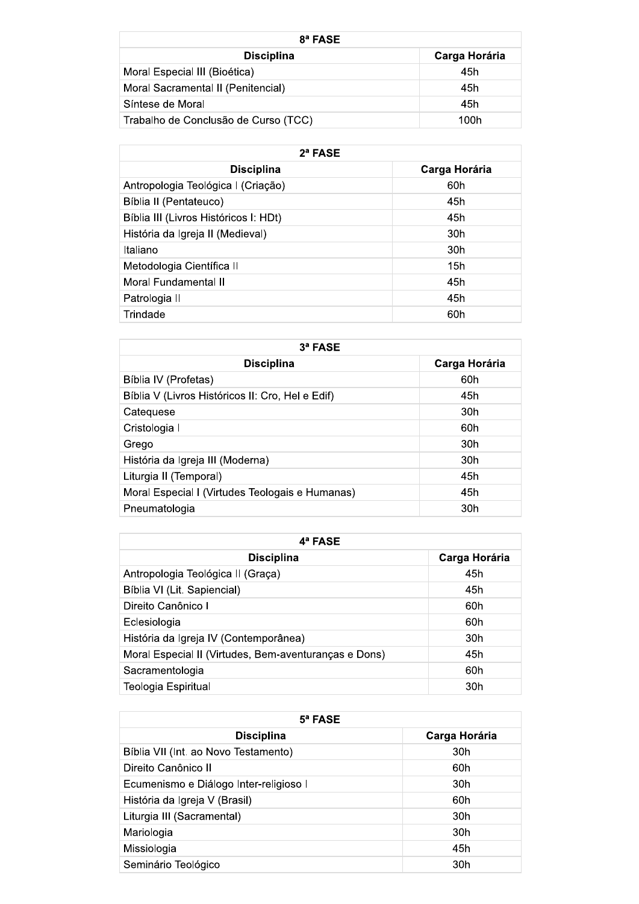| 8ª FASE | |
|---|---|
| **Disciplina** | **Carga Horária** |
| Moral Especial III (Bioética) | 45h |
| Moral Sacramental II (Penitencial) | 45h |
| Síntese de Moral | 45h |
| Trabalho de Conclusão de Curso (TCC) | 100h |

| 2ª FASE | |
|---|---|
| **Disciplina** | **Carga Horária** |
| Antropologia Teológica I (Criação) | 60h |
| Bíblia II (Pentateuco) | 45h |
| Bíblia III (Livros Históricos I: HDt) | 45h |
| História da Igreja II (Medieval) | 30h |
| Italiano | 30h |
| Metodologia Científica II | 15h |
| Moral Fundamental II | 45h |
| Patrologia II | 45h |
| Trindade | 60h |

| 3ª FASE | |
|---|---|
| **Disciplina** | **Carga Horária** |
| Bíblia IV (Profetas) | 60h |
| Bíblia V (Livros Históricos II: Cro, Hel e Edif) | 45h |
| Catequese | 30h |
| Cristologia I | 60h |
| Grego | 30h |
| História da Igreja III (Moderna) | 30h |
| Liturgia II (Temporal) | 45h |
| Moral Especial I (Virtudes Teologais e Humanas) | 45h |
| Pneumatologia | 30h |

| 4ª FASE | |
|---|---|
| **Disciplina** | **Carga Horária** |
| Antropologia Teológica II (Graça) | 45h |
| Bíblia VI (Lit. Sapiencial) | 45h |
| Direito Canônico I | 60h |
| Eclesiologia | 60h |
| História da Igreja IV (Contemporânea) | 30h |
| Moral Especial II (Virtudes, Bem-aventuranças e Dons) | 45h |
| Sacramentologia | 60h |
| Teologia Espiritual | 30h |

| 5ª FASE | |
|---|---|
| **Disciplina** | **Carga Horária** |
| Bíblia VII (Int. ao Novo Testamento) | 30h |
| Direito Canônico II | 60h |
| Ecumenismo e Diálogo Inter-religioso I | 30h |
| História da Igreja V (Brasil) | 60h |
| Liturgia III (Sacramental) | 30h |
| Mariologia | 30h |
| Missiologia | 45h |
| Seminário Teológico | 30h |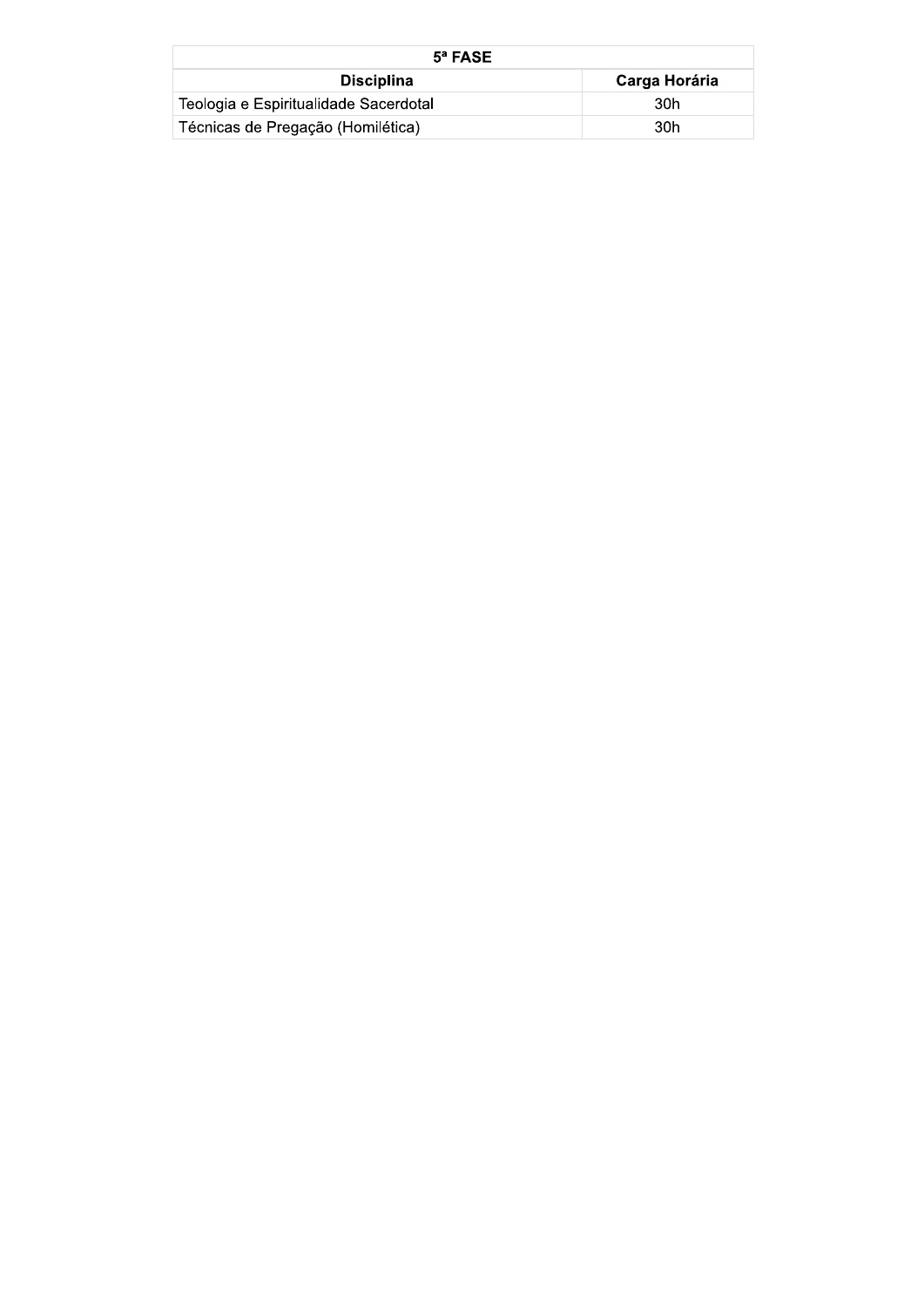| 5ª FASE | |
|---|---|
| **Disciplina** | **Carga Horária** |
| Teologia e Espiritualidade Sacerdotal | 30h |
| Técnicas de Pregação (Homilética) | 30h |